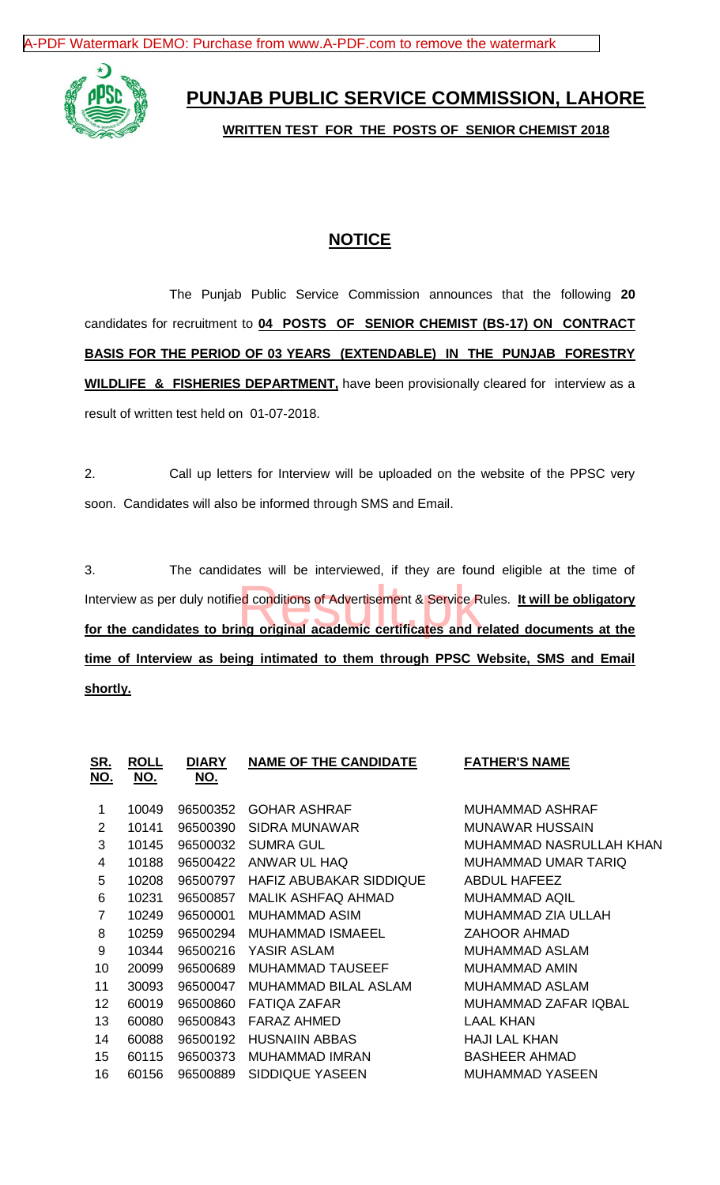# PUNJAB PUBLIC SERVICE COMMISSION, LAHORE

**WRITTEN TEST FOR THE POSTS OF SENIOR CHEMIST 2018**

## NOTICE

The Punjab Public Service Commission announces that the following **20** candidates for recruitment to **04 POSTS OF SENIOR CHEMIST (BS-17) ON CONTRACT BASIS FOR THE PERIOD OF 03 YEARS (EXTENDABLE) IN THE PUNJAB FORESTRY WILDLIFE & FISHERIES DEPARTMENT,** have been provisionally cleared for interview as a result of written test held on 01-07-2018.

2. Call up letters for Interview will be uploaded on the website of the PPSC very soon. Candidates will also be informed through SMS and Email.

3. The candidates will be interviewed, if they are found eligible at the time of Interview as per duly notified conditions of Advertisement & Service Rules. **It will be obligatory for the candidates to bring original academic certificates and related documents at the time of Interview as being intimated to them through PPSC Website, SMS and Email shortly.**

| SR. NO. | ROLL NO. | DIARY NO. | NAME OF THE CANDIDATE | FATHER'S NAME |
|---|---|---|---|---|
| 1 | 10049 | 96500352 | GOHAR ASHRAF | MUHAMMAD ASHRAF |
| 2 | 10141 | 96500390 | SIDRA MUNAWAR | MUNAWAR HUSSAIN |
| 3 | 10145 | 96500032 | SUMRA GUL | MUHAMMAD NASRULLAH KHAN |
| 4 | 10188 | 96500422 | ANWAR UL HAQ | MUHAMMAD UMAR TARIQ |
| 5 | 10208 | 96500797 | HAFIZ ABUBAKAR SIDDIQUE | ABDUL HAFEEZ |
| 6 | 10231 | 96500857 | MALIK ASHFAQ AHMAD | MUHAMMAD AQIL |
| 7 | 10249 | 96500001 | MUHAMMAD ASIM | MUHAMMAD ZIA ULLAH |
| 8 | 10259 | 96500294 | MUHAMMAD ISMAEEL | ZAHOOR AHMAD |
| 9 | 10344 | 96500216 | YASIR ASLAM | MUHAMMAD ASLAM |
| 10 | 20099 | 96500689 | MUHAMMAD TAUSEEF | MUHAMMAD AMIN |
| 11 | 30093 | 96500047 | MUHAMMAD BILAL ASLAM | MUHAMMAD ASLAM |
| 12 | 60019 | 96500860 | FATIQA ZAFAR | MUHAMMAD ZAFAR IQBAL |
| 13 | 60080 | 96500843 | FARAZ AHMED | LAAL KHAN |
| 14 | 60088 | 96500192 | HUSNAIIN ABBAS | HAJI LAL KHAN |
| 15 | 60115 | 96500373 | MUHAMMAD IMRAN | BASHEER AHMAD |
| 16 | 60156 | 96500889 | SIDDIQUE YASEEN | MUHAMMAD YASEEN |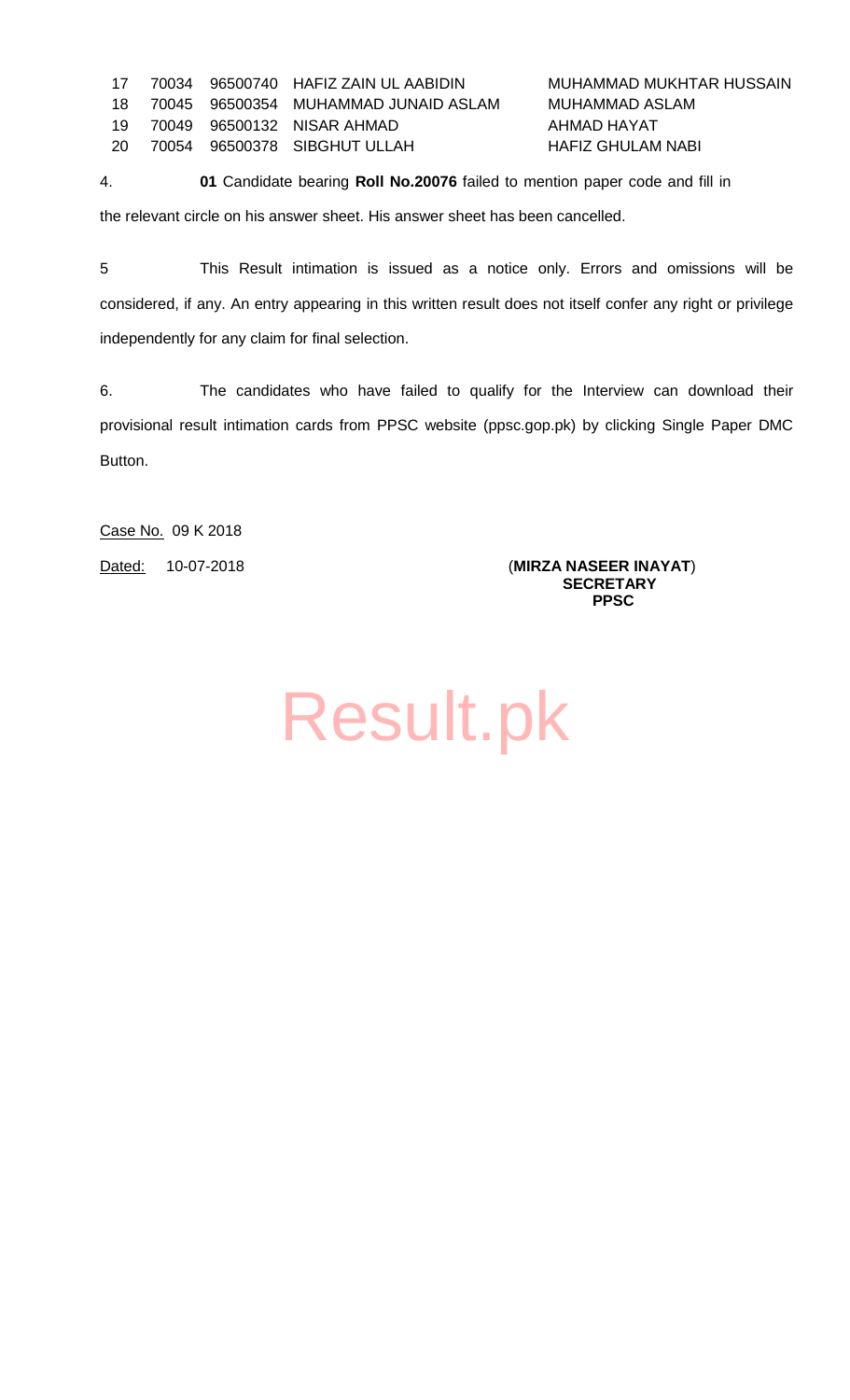| | | | | |
|---|---|---|---|---|
| 17 | 70034 | 96500740 | HAFIZ ZAIN UL AABIDIN | MUHAMMAD MUKHTAR HUSSAIN |
| 18 | 70045 | 96500354 | MUHAMMAD JUNAID ASLAM | MUHAMMAD ASLAM |
| 19 | 70049 | 96500132 | NISAR AHMAD | AHMAD HAYAT |
| 20 | 70054 | 96500378 | SIBGHUT ULLAH | HAFIZ GHULAM NABI |

4. **01** Candidate bearing **Roll No.20076** failed to mention paper code and fill in the relevant circle on his answer sheet. His answer sheet has been cancelled.

5 This Result intimation is issued as a notice only. Errors and omissions will be considered, if any. An entry appearing in this written result does not itself confer any right or privilege independently for any claim for final selection.

6. The candidates who have failed to qualify for the Interview can download their provisional result intimation cards from PPSC website (ppsc.gop.pk) by clicking Single Paper DMC Button.

Case No. 09 K 2018

Dated: 10-07-2018

(**MIRZA NASEER INAYAT**)
**SECRETARY**
**PPSC**

Result.pk